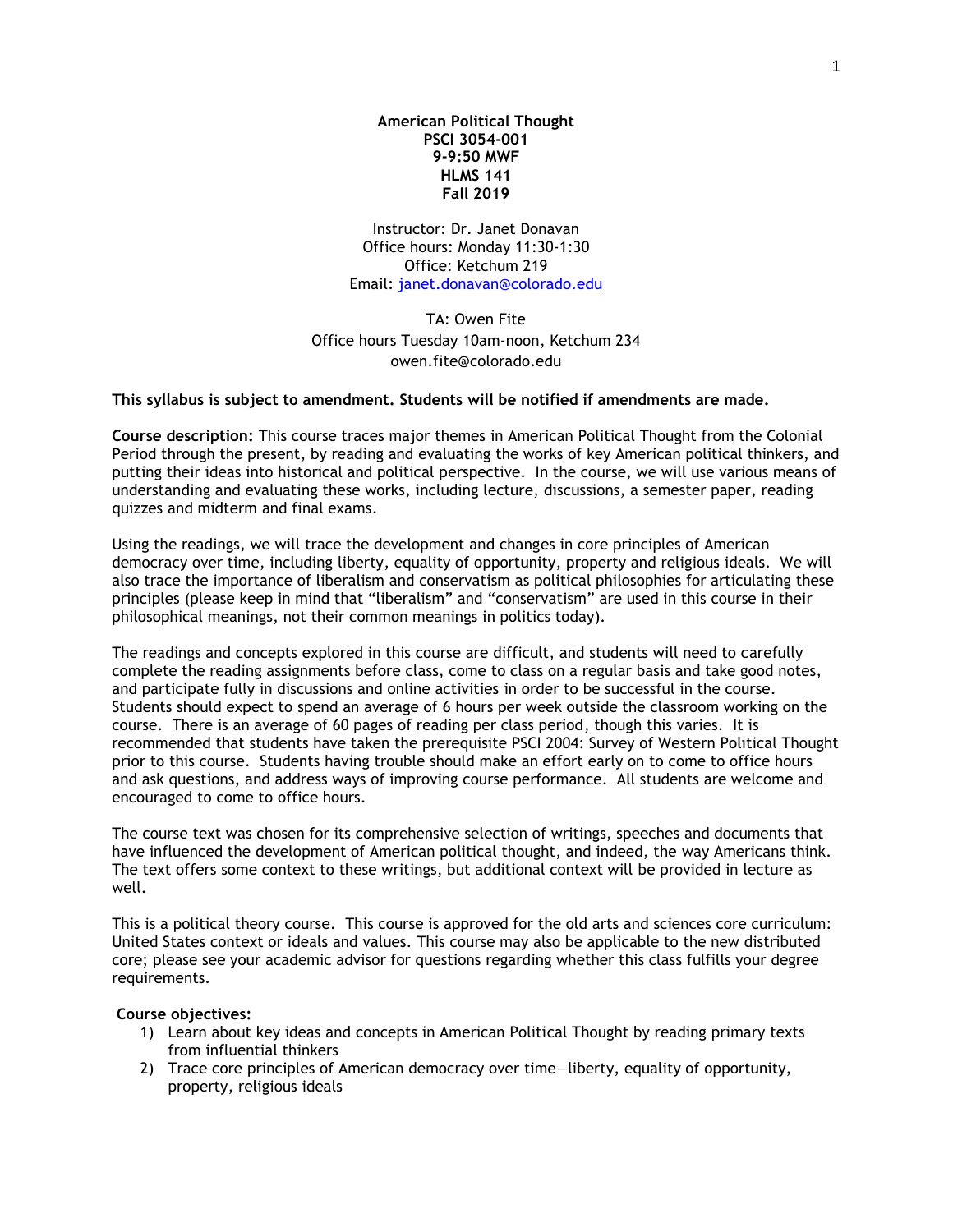**American Political Thought**
**PSCI 3054-001**
**9-9:50 MWF**
**HLMS 141**
**Fall 2019**

Instructor: Dr. Janet Donavan
Office hours: Monday 11:30-1:30
Office: Ketchum 219
Email: [janet.donavan@colorado.edu](mailto:janet.donavan@colorado.edu)

TA: Owen Fite
Office hours Tuesday 10am-noon, Ketchum 234
owen.fite@colorado.edu

**This syllabus is subject to amendment. Students will be notified if amendments are made.**

**Course description:** This course traces major themes in American Political Thought from the Colonial Period through the present, by reading and evaluating the works of key American political thinkers, and putting their ideas into historical and political perspective. In the course, we will use various means of understanding and evaluating these works, including lecture, discussions, a semester paper, reading quizzes and midterm and final exams.

Using the readings, we will trace the development and changes in core principles of American democracy over time, including liberty, equality of opportunity, property and religious ideals. We will also trace the importance of liberalism and conservatism as political philosophies for articulating these principles (please keep in mind that "liberalism" and "conservatism" are used in this course in their philosophical meanings, not their common meanings in politics today).

The readings and concepts explored in this course are difficult, and students will need to carefully complete the reading assignments before class, come to class on a regular basis and take good notes, and participate fully in discussions and online activities in order to be successful in the course. Students should expect to spend an average of 6 hours per week outside the classroom working on the course. There is an average of 60 pages of reading per class period, though this varies. It is recommended that students have taken the prerequisite PSCI 2004: Survey of Western Political Thought prior to this course. Students having trouble should make an effort early on to come to office hours and ask questions, and address ways of improving course performance. All students are welcome and encouraged to come to office hours.

The course text was chosen for its comprehensive selection of writings, speeches and documents that have influenced the development of American political thought, and indeed, the way Americans think. The text offers some context to these writings, but additional context will be provided in lecture as well.

This is a political theory course. This course is approved for the old arts and sciences core curriculum: United States context or ideals and values. This course may also be applicable to the new distributed core; please see your academic advisor for questions regarding whether this class fulfills your degree requirements.

**Course objectives:**

1) Learn about key ideas and concepts in American Political Thought by reading primary texts from influential thinkers
2) Trace core principles of American democracy over time—liberty, equality of opportunity, property, religious ideals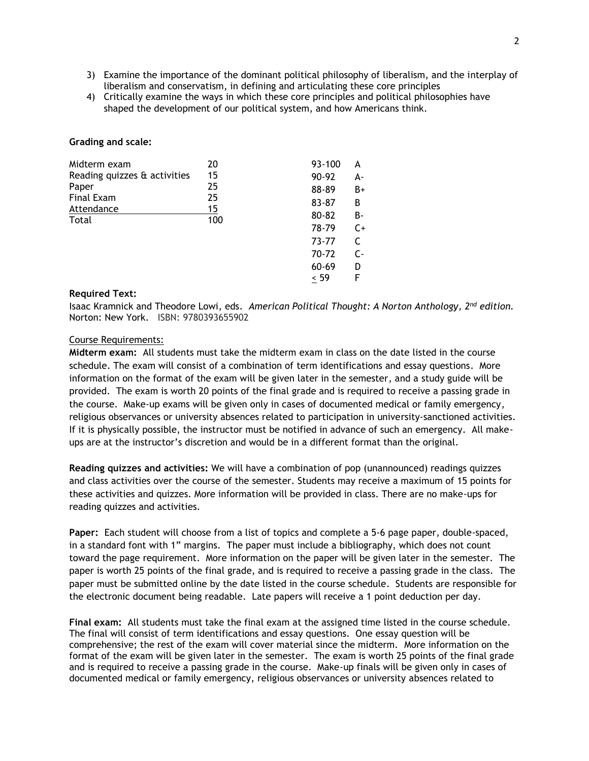3) Examine the importance of the dominant political philosophy of liberalism, and the interplay of liberalism and conservatism, in defining and articulating these core principles
4) Critically examine the ways in which these core principles and political philosophies have shaped the development of our political system, and how Americans think.

**Grading and scale:**

| Component | Points |
|---|---|
| Midterm exam | 20 |
| Reading quizzes & activities | 15 |
| Paper | 25 |
| Final Exam | 25 |
| Attendance | 15 |
| Total | 100 |

| Range | Grade |
|---|---|
| 93-100 | A |
| 90-92 | A- |
| 88-89 | B+ |
| 83-87 | B |
| 80-82 | B- |
| 78-79 | C+ |
| 73-77 | C |
| 70-72 | C- |
| 60-69 | D |
| ≤ 59 | F |

**Required Text:**

Isaac Kramnick and Theodore Lowi, eds. *American Political Thought: A Norton Anthology, 2nd edition.* Norton: New York. ISBN: 9780393655902

Course Requirements:

**Midterm exam:** All students must take the midterm exam in class on the date listed in the course schedule. The exam will consist of a combination of term identifications and essay questions. More information on the format of the exam will be given later in the semester, and a study guide will be provided. The exam is worth 20 points of the final grade and is required to receive a passing grade in the course. Make-up exams will be given only in cases of documented medical or family emergency, religious observances or university absences related to participation in university-sanctioned activities. If it is physically possible, the instructor must be notified in advance of such an emergency. All make-ups are at the instructor's discretion and would be in a different format than the original.

**Reading quizzes and activities:** We will have a combination of pop (unannounced) readings quizzes and class activities over the course of the semester. Students may receive a maximum of 15 points for these activities and quizzes. More information will be provided in class. There are no make-ups for reading quizzes and activities.

**Paper:** Each student will choose from a list of topics and complete a 5-6 page paper, double-spaced, in a standard font with 1" margins. The paper must include a bibliography, which does not count toward the page requirement. More information on the paper will be given later in the semester. The paper is worth 25 points of the final grade, and is required to receive a passing grade in the class. The paper must be submitted online by the date listed in the course schedule. Students are responsible for the electronic document being readable. Late papers will receive a 1 point deduction per day.

**Final exam:** All students must take the final exam at the assigned time listed in the course schedule. The final will consist of term identifications and essay questions. One essay question will be comprehensive; the rest of the exam will cover material since the midterm. More information on the format of the exam will be given later in the semester. The exam is worth 25 points of the final grade and is required to receive a passing grade in the course. Make-up finals will be given only in cases of documented medical or family emergency, religious observances or university absences related to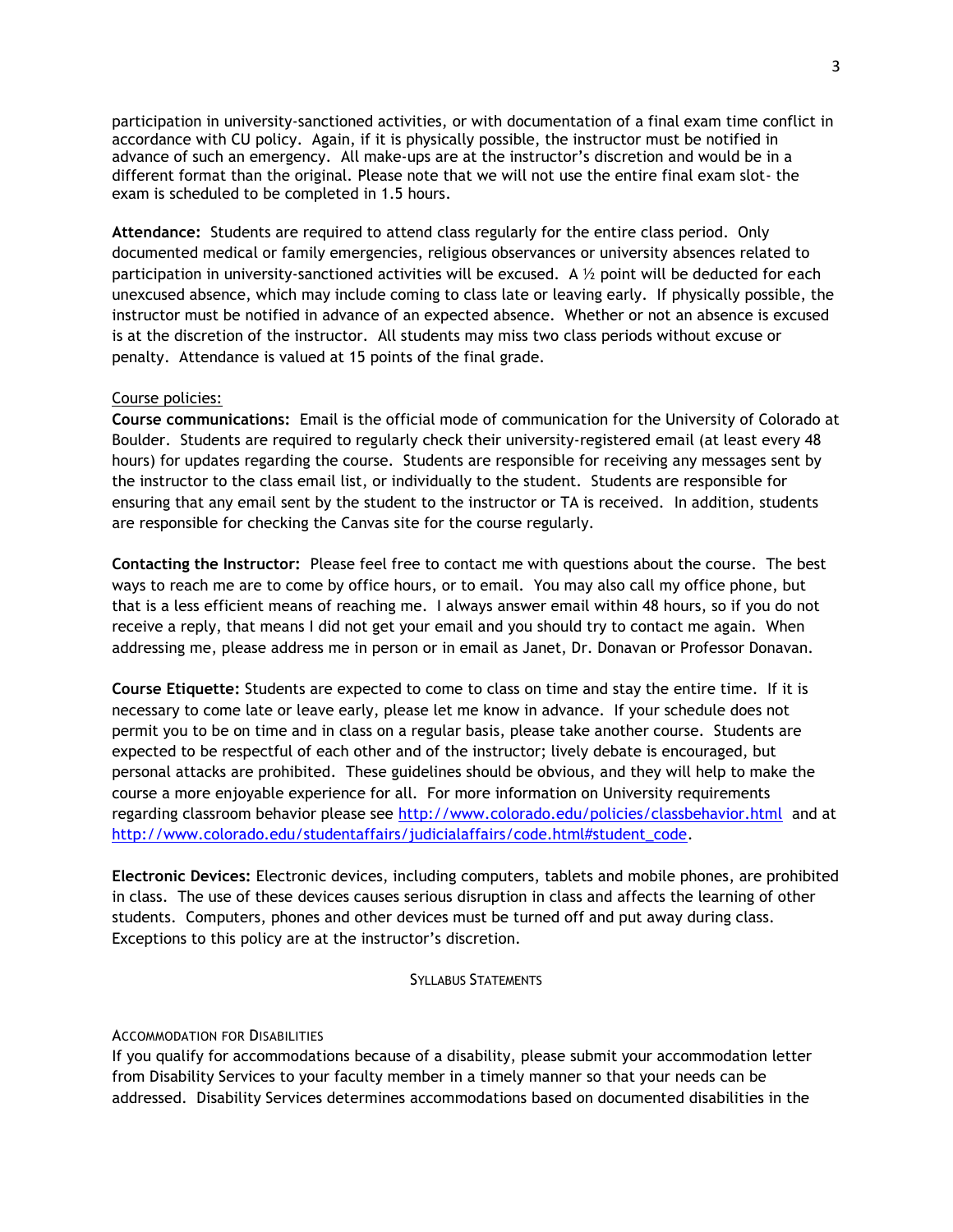participation in university-sanctioned activities, or with documentation of a final exam time conflict in accordance with CU policy. Again, if it is physically possible, the instructor must be notified in advance of such an emergency. All make-ups are at the instructor's discretion and would be in a different format than the original. Please note that we will not use the entire final exam slot- the exam is scheduled to be completed in 1.5 hours.

**Attendance:** Students are required to attend class regularly for the entire class period. Only documented medical or family emergencies, religious observances or university absences related to participation in university-sanctioned activities will be excused. A ½ point will be deducted for each unexcused absence, which may include coming to class late or leaving early. If physically possible, the instructor must be notified in advance of an expected absence. Whether or not an absence is excused is at the discretion of the instructor. All students may miss two class periods without excuse or penalty. Attendance is valued at 15 points of the final grade.

Course policies:

**Course communications:** Email is the official mode of communication for the University of Colorado at Boulder. Students are required to regularly check their university-registered email (at least every 48 hours) for updates regarding the course. Students are responsible for receiving any messages sent by the instructor to the class email list, or individually to the student. Students are responsible for ensuring that any email sent by the student to the instructor or TA is received. In addition, students are responsible for checking the Canvas site for the course regularly.

**Contacting the Instructor:** Please feel free to contact me with questions about the course. The best ways to reach me are to come by office hours, or to email. You may also call my office phone, but that is a less efficient means of reaching me. I always answer email within 48 hours, so if you do not receive a reply, that means I did not get your email and you should try to contact me again. When addressing me, please address me in person or in email as Janet, Dr. Donavan or Professor Donavan.

**Course Etiquette:** Students are expected to come to class on time and stay the entire time. If it is necessary to come late or leave early, please let me know in advance. If your schedule does not permit you to be on time and in class on a regular basis, please take another course. Students are expected to be respectful of each other and of the instructor; lively debate is encouraged, but personal attacks are prohibited. These guidelines should be obvious, and they will help to make the course a more enjoyable experience for all. For more information on University requirements regarding classroom behavior please see http://www.colorado.edu/policies/classbehavior.html and at http://www.colorado.edu/studentaffairs/judicialaffairs/code.html#student_code.

**Electronic Devices:** Electronic devices, including computers, tablets and mobile phones, are prohibited in class. The use of these devices causes serious disruption in class and affects the learning of other students. Computers, phones and other devices must be turned off and put away during class. Exceptions to this policy are at the instructor's discretion.

## SYLLABUS STATEMENTS

### ACCOMMODATION FOR DISABILITIES

If you qualify for accommodations because of a disability, please submit your accommodation letter from Disability Services to your faculty member in a timely manner so that your needs can be addressed. Disability Services determines accommodations based on documented disabilities in the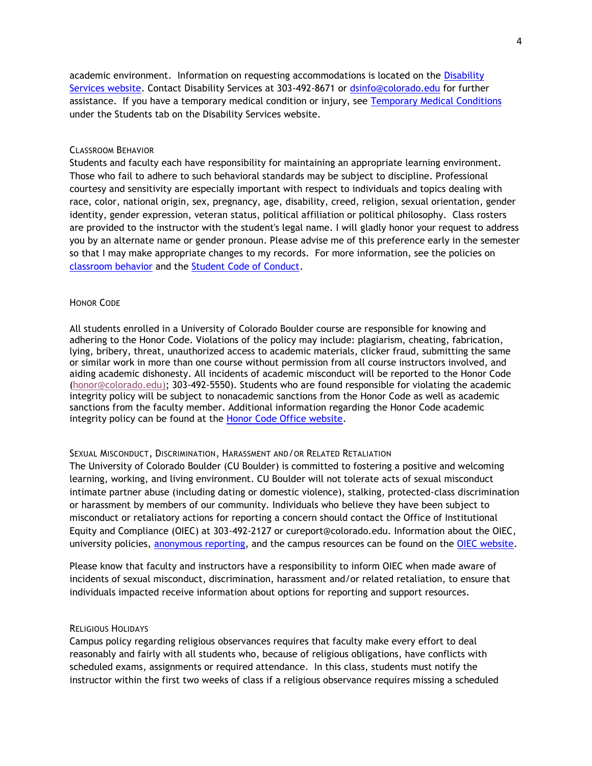academic environment. Information on requesting accommodations is located on the [Disability Services website](). Contact Disability Services at 303-492-8671 or [dsinfo@colorado.edu]() for further assistance. If you have a temporary medical condition or injury, see [Temporary Medical Conditions]() under the Students tab on the Disability Services website.

### Classroom Behavior

Students and faculty each have responsibility for maintaining an appropriate learning environment. Those who fail to adhere to such behavioral standards may be subject to discipline. Professional courtesy and sensitivity are especially important with respect to individuals and topics dealing with race, color, national origin, sex, pregnancy, age, disability, creed, religion, sexual orientation, gender identity, gender expression, veteran status, political affiliation or political philosophy. Class rosters are provided to the instructor with the student's legal name. I will gladly honor your request to address you by an alternate name or gender pronoun. Please advise me of this preference early in the semester so that I may make appropriate changes to my records. For more information, see the policies on [classroom behavior]() and the [Student Code of Conduct]().

### Honor Code

All students enrolled in a University of Colorado Boulder course are responsible for knowing and adhering to the Honor Code. Violations of the policy may include: plagiarism, cheating, fabrication, lying, bribery, threat, unauthorized access to academic materials, clicker fraud, submitting the same or similar work in more than one course without permission from all course instructors involved, and aiding academic dishonesty. All incidents of academic misconduct will be reported to the Honor Code (honor@colorado.edu); 303-492-5550). Students who are found responsible for violating the academic integrity policy will be subject to nonacademic sanctions from the Honor Code as well as academic sanctions from the faculty member. Additional information regarding the Honor Code academic integrity policy can be found at the [Honor Code Office website]().

### Sexual Misconduct, Discrimination, Harassment and/or Related Retaliation

The University of Colorado Boulder (CU Boulder) is committed to fostering a positive and welcoming learning, working, and living environment. CU Boulder will not tolerate acts of sexual misconduct intimate partner abuse (including dating or domestic violence), stalking, protected-class discrimination or harassment by members of our community. Individuals who believe they have been subject to misconduct or retaliatory actions for reporting a concern should contact the Office of Institutional Equity and Compliance (OIEC) at 303-492-2127 or cureport@colorado.edu. Information about the OIEC, university policies, [anonymous reporting](), and the campus resources can be found on the [OIEC website]().

Please know that faculty and instructors have a responsibility to inform OIEC when made aware of incidents of sexual misconduct, discrimination, harassment and/or related retaliation, to ensure that individuals impacted receive information about options for reporting and support resources.

### Religious Holidays

Campus policy regarding religious observances requires that faculty make every effort to deal reasonably and fairly with all students who, because of religious obligations, have conflicts with scheduled exams, assignments or required attendance. In this class, students must notify the instructor within the first two weeks of class if a religious observance requires missing a scheduled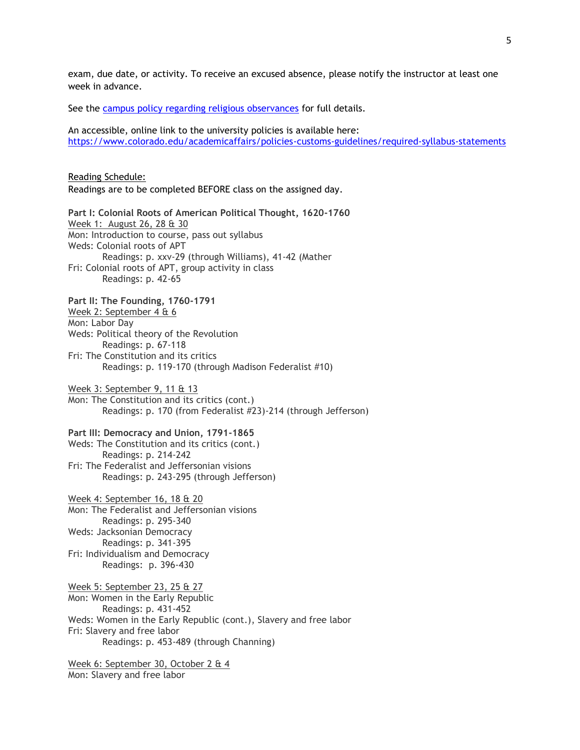exam, due date, or activity. To receive an excused absence, please notify the instructor at least one week in advance.

See the [campus policy regarding religious observances](#) for full details.

An accessible, online link to the university policies is available here:
[https://www.colorado.edu/academicaffairs/policies-customs-guidelines/required-syllabus-statements](https://www.colorado.edu/academicaffairs/policies-customs-guidelines/required-syllabus-statements)

<u>Reading Schedule:</u>
Readings are to be completed BEFORE class on the assigned day.

**Part I: Colonial Roots of American Political Thought, 1620-1760**

<u>Week 1: August 26, 28 & 30</u>
Mon: Introduction to course, pass out syllabus
Weds: Colonial roots of APT
    Readings: p. xxv-29 (through Williams), 41-42 (Mather
Fri: Colonial roots of APT, group activity in class
    Readings: p. 42-65

**Part II: The Founding, 1760-1791**

<u>Week 2: September 4 & 6</u>
Mon: Labor Day
Weds: Political theory of the Revolution
    Readings: p. 67-118
Fri: The Constitution and its critics
    Readings: p. 119-170 (through Madison Federalist #10)

<u>Week 3: September 9, 11 & 13</u>
Mon: The Constitution and its critics (cont.)
    Readings: p. 170 (from Federalist #23)-214 (through Jefferson)

**Part III: Democracy and Union, 1791-1865**

Weds: The Constitution and its critics (cont.)
    Readings: p. 214-242
Fri: The Federalist and Jeffersonian visions
    Readings: p. 243-295 (through Jefferson)

<u>Week 4: September 16, 18 & 20</u>
Mon: The Federalist and Jeffersonian visions
    Readings: p. 295-340
Weds: Jacksonian Democracy
    Readings: p. 341-395
Fri: Individualism and Democracy
    Readings: p. 396-430

<u>Week 5: September 23, 25 & 27</u>
Mon: Women in the Early Republic
    Readings: p. 431-452
Weds: Women in the Early Republic (cont.), Slavery and free labor
Fri: Slavery and free labor
    Readings: p. 453-489 (through Channing)

<u>Week 6: September 30, October 2 & 4</u>
Mon: Slavery and free labor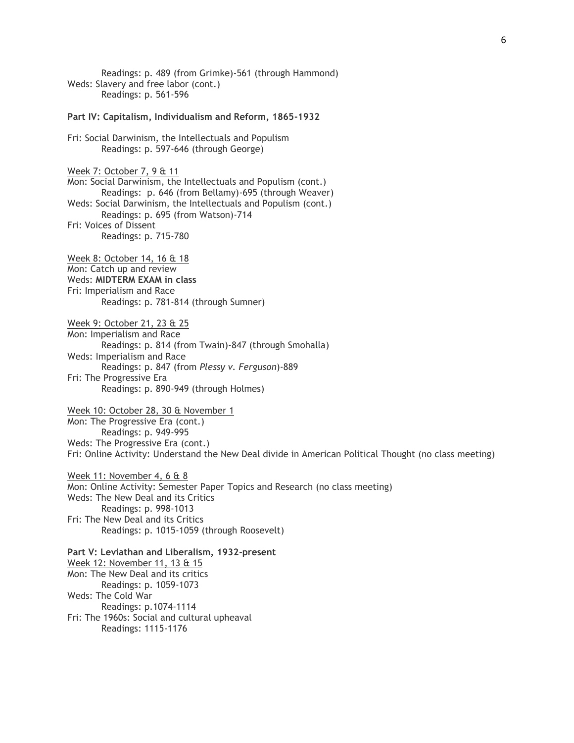Readings: p. 489 (from Grimke)-561 (through Hammond)
Weds: Slavery and free labor (cont.)
Readings: p. 561-596

**Part IV: Capitalism, Individualism and Reform, 1865-1932**

Fri: Social Darwinism, the Intellectuals and Populism
Readings: p. 597-646 (through George)

Week 7: October 7, 9 & 11
Mon: Social Darwinism, the Intellectuals and Populism (cont.)
Readings: p. 646 (from Bellamy)-695 (through Weaver)
Weds: Social Darwinism, the Intellectuals and Populism (cont.)
Readings: p. 695 (from Watson)-714
Fri: Voices of Dissent
Readings: p. 715-780

Week 8: October 14, 16 & 18
Mon: Catch up and review
Weds: **MIDTERM EXAM in class**
Fri: Imperialism and Race
Readings: p. 781-814 (through Sumner)

Week 9: October 21, 23 & 25
Mon: Imperialism and Race
Readings: p. 814 (from Twain)-847 (through Smohalla)
Weds: Imperialism and Race
Readings: p. 847 (from *Plessy v. Ferguson*)-889
Fri: The Progressive Era
Readings: p. 890-949 (through Holmes)

Week 10: October 28, 30 & November 1
Mon: The Progressive Era (cont.)
Readings: p. 949-995
Weds: The Progressive Era (cont.)
Fri: Online Activity: Understand the New Deal divide in American Political Thought (no class meeting)

Week 11: November 4, 6 & 8
Mon: Online Activity: Semester Paper Topics and Research (no class meeting)
Weds: The New Deal and its Critics
Readings: p. 998-1013
Fri: The New Deal and its Critics
Readings: p. 1015-1059 (through Roosevelt)

**Part V: Leviathan and Liberalism, 1932-present**

Week 12: November 11, 13 & 15
Mon: The New Deal and its critics
Readings: p. 1059-1073
Weds: The Cold War
Readings: p.1074-1114
Fri: The 1960s: Social and cultural upheaval
Readings: 1115-1176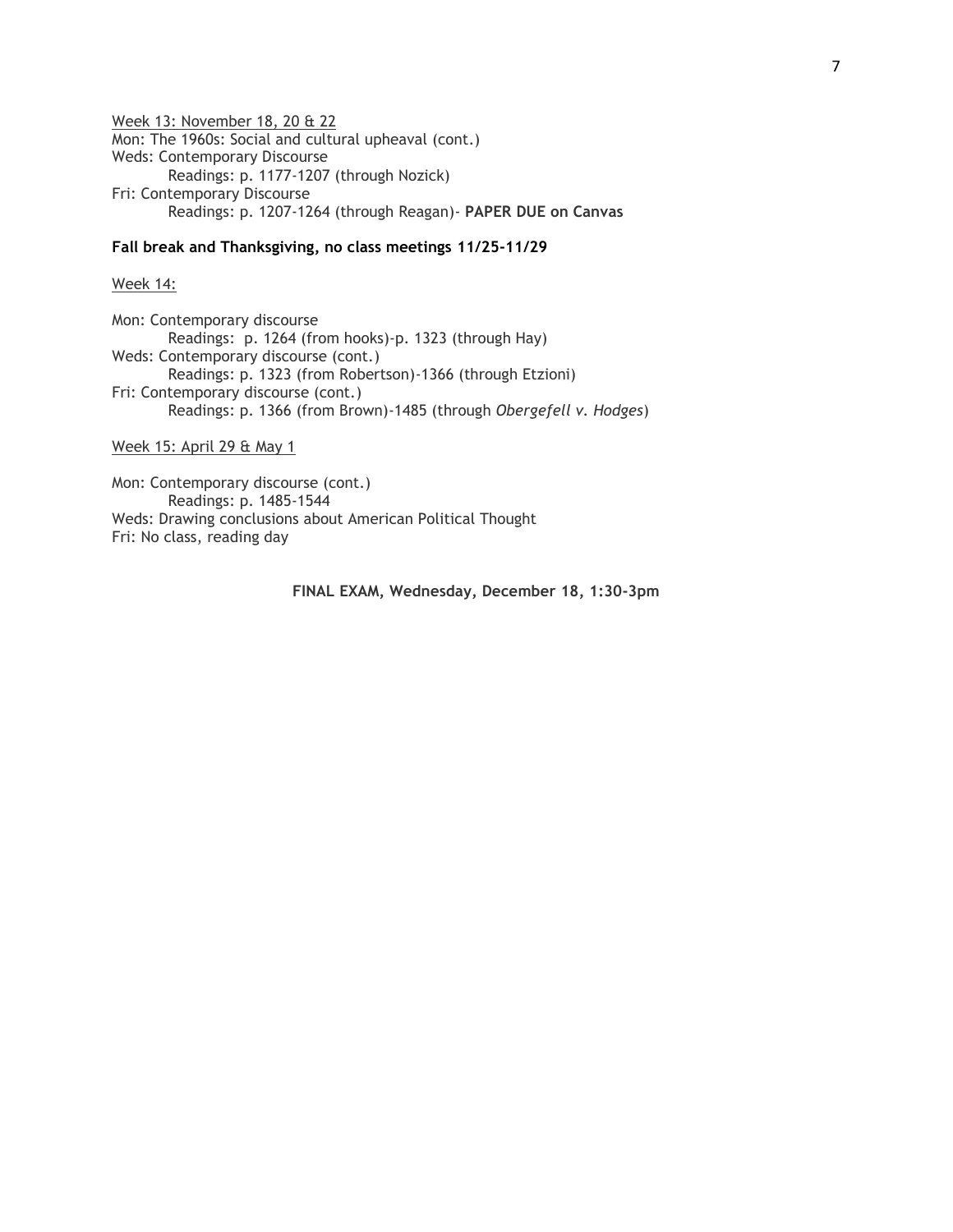Week 13: November 18, 20 & 22

Mon: The 1960s: Social and cultural upheaval (cont.)

Weds: Contemporary Discourse

  Readings: p. 1177-1207 (through Nozick)

Fri: Contemporary Discourse

  Readings: p. 1207-1264 (through Reagan)- **PAPER DUE on Canvas**

**Fall break and Thanksgiving, no class meetings 11/25-11/29**

Week 14:

Mon: Contemporary discourse

  Readings: p. 1264 (from hooks)-p. 1323 (through Hay)

Weds: Contemporary discourse (cont.)

  Readings: p. 1323 (from Robertson)-1366 (through Etzioni)

Fri: Contemporary discourse (cont.)

  Readings: p. 1366 (from Brown)-1485 (through *Obergefell v. Hodges*)

Week 15: April 29 & May 1

Mon: Contemporary discourse (cont.)

  Readings: p. 1485-1544

Weds: Drawing conclusions about American Political Thought

Fri: No class, reading day

**FINAL EXAM, Wednesday, December 18, 1:30-3pm**